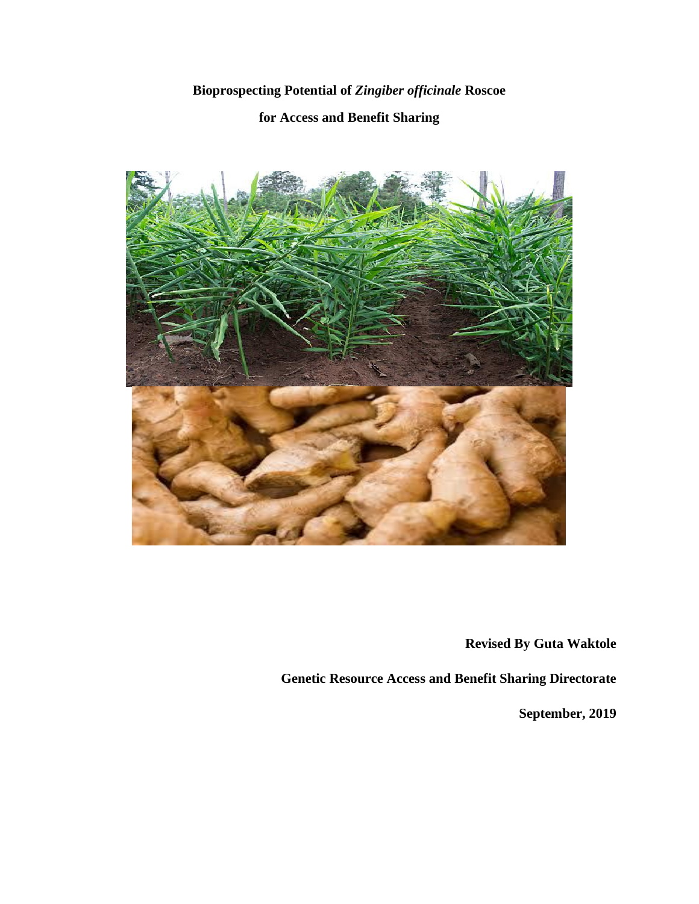**Bioprospecting Potential of *Zingiber officinale* Roscoe**

**for Access and Benefit Sharing**

**Revised By Guta Waktole**

**Genetic Resource Access and Benefit Sharing Directorate**

**September, 2019**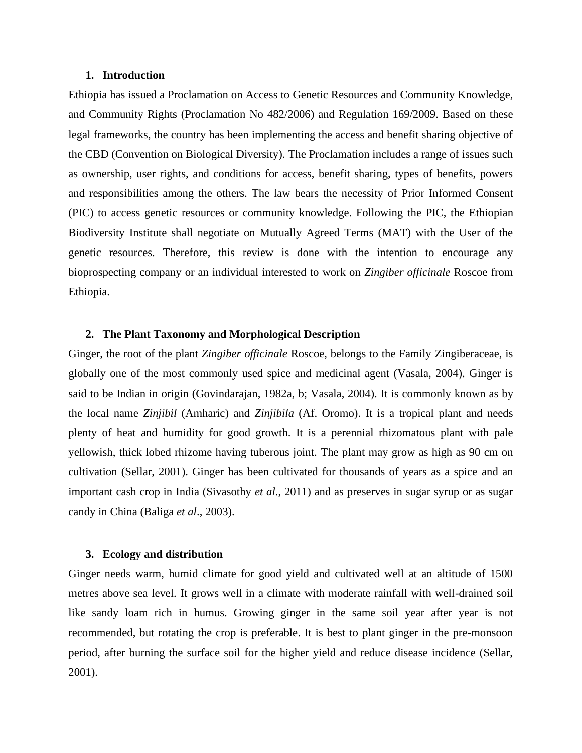## 1. Introduction

Ethiopia has issued a Proclamation on Access to Genetic Resources and Community Knowledge, and Community Rights (Proclamation No 482/2006) and Regulation 169/2009. Based on these legal frameworks, the country has been implementing the access and benefit sharing objective of the CBD (Convention on Biological Diversity). The Proclamation includes a range of issues such as ownership, user rights, and conditions for access, benefit sharing, types of benefits, powers and responsibilities among the others. The law bears the necessity of Prior Informed Consent (PIC) to access genetic resources or community knowledge. Following the PIC, the Ethiopian Biodiversity Institute shall negotiate on Mutually Agreed Terms (MAT) with the User of the genetic resources. Therefore, this review is done with the intention to encourage any bioprospecting company or an individual interested to work on *Zingiber officinale* Roscoe from Ethiopia.

## 2. The Plant Taxonomy and Morphological Description

Ginger, the root of the plant *Zingiber officinale* Roscoe, belongs to the Family Zingiberaceae, is globally one of the most commonly used spice and medicinal agent (Vasala, 2004). Ginger is said to be Indian in origin (Govindarajan, 1982a, b; Vasala, 2004). It is commonly known as by the local name *Zinjibil* (Amharic) and *Zinjibila* (Af. Oromo). It is a tropical plant and needs plenty of heat and humidity for good growth. It is a perennial rhizomatous plant with pale yellowish, thick lobed rhizome having tuberous joint. The plant may grow as high as 90 cm on cultivation (Sellar, 2001). Ginger has been cultivated for thousands of years as a spice and an important cash crop in India (Sivasothy *et al*., 2011) and as preserves in sugar syrup or as sugar candy in China (Baliga *et al*., 2003).

## 3. Ecology and distribution

Ginger needs warm, humid climate for good yield and cultivated well at an altitude of 1500 metres above sea level. It grows well in a climate with moderate rainfall with well-drained soil like sandy loam rich in humus. Growing ginger in the same soil year after year is not recommended, but rotating the crop is preferable. It is best to plant ginger in the pre-monsoon period, after burning the surface soil for the higher yield and reduce disease incidence (Sellar, 2001).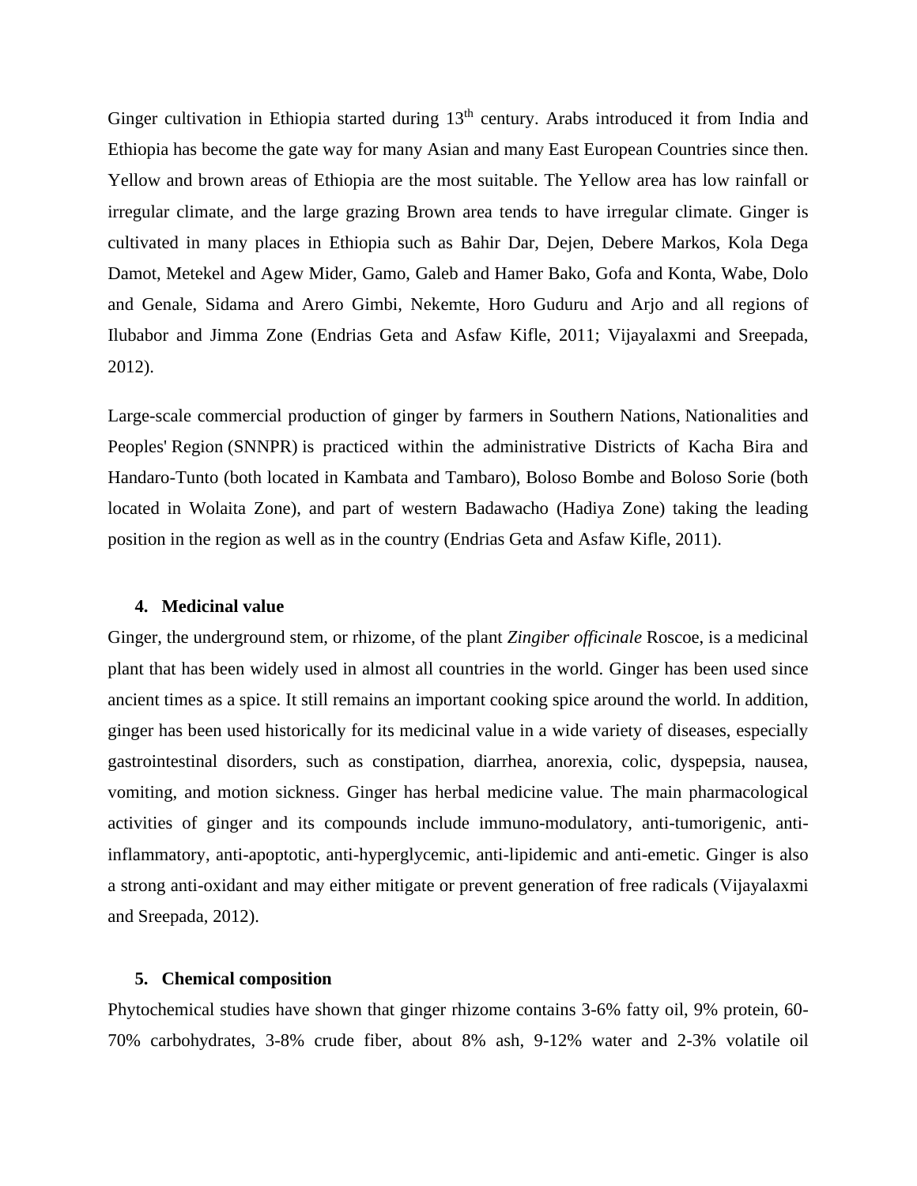Ginger cultivation in Ethiopia started during 13$^{th}$ century. Arabs introduced it from India and Ethiopia has become the gate way for many Asian and many East European Countries since then. Yellow and brown areas of Ethiopia are the most suitable. The Yellow area has low rainfall or irregular climate, and the large grazing Brown area tends to have irregular climate. Ginger is cultivated in many places in Ethiopia such as Bahir Dar, Dejen, Debere Markos, Kola Dega Damot, Metekel and Agew Mider, Gamo, Galeb and Hamer Bako, Gofa and Konta, Wabe, Dolo and Genale, Sidama and Arero Gimbi, Nekemte, Horo Guduru and Arjo and all regions of Ilubabor and Jimma Zone (Endrias Geta and Asfaw Kifle, 2011; Vijayalaxmi and Sreepada, 2012).

Large-scale commercial production of ginger by farmers in Southern Nations, Nationalities and Peoples' Region (SNNPR) is practiced within the administrative Districts of Kacha Bira and Handaro-Tunto (both located in Kambata and Tambaro), Boloso Bombe and Boloso Sorie (both located in Wolaita Zone), and part of western Badawacho (Hadiya Zone) taking the leading position in the region as well as in the country (Endrias Geta and Asfaw Kifle, 2011).

## 4. Medicinal value

Ginger, the underground stem, or rhizome, of the plant *Zingiber officinale* Roscoe, is a medicinal plant that has been widely used in almost all countries in the world. Ginger has been used since ancient times as a spice. It still remains an important cooking spice around the world. In addition, ginger has been used historically for its medicinal value in a wide variety of diseases, especially gastrointestinal disorders, such as constipation, diarrhea, anorexia, colic, dyspepsia, nausea, vomiting, and motion sickness. Ginger has herbal medicine value. The main pharmacological activities of ginger and its compounds include immuno-modulatory, anti-tumorigenic, anti-inflammatory, anti-apoptotic, anti-hyperglycemic, anti-lipidemic and anti-emetic. Ginger is also a strong anti-oxidant and may either mitigate or prevent generation of free radicals (Vijayalaxmi and Sreepada, 2012).

## 5. Chemical composition

Phytochemical studies have shown that ginger rhizome contains 3-6% fatty oil, 9% protein, 60-70% carbohydrates, 3-8% crude fiber, about 8% ash, 9-12% water and 2-3% volatile oil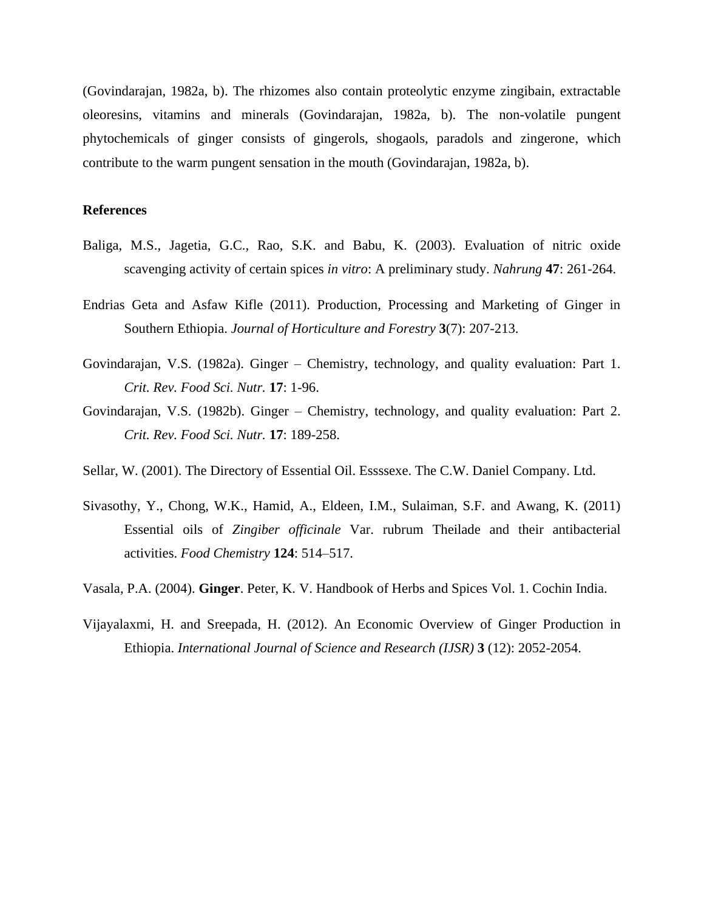(Govindarajan, 1982a, b). The rhizomes also contain proteolytic enzyme zingibain, extractable oleoresins, vitamins and minerals (Govindarajan, 1982a, b). The non-volatile pungent phytochemicals of ginger consists of gingerols, shogaols, paradols and zingerone, which contribute to the warm pungent sensation in the mouth (Govindarajan, 1982a, b).

**References**

Baliga, M.S., Jagetia, G.C., Rao, S.K. and Babu, K. (2003). Evaluation of nitric oxide scavenging activity of certain spices *in vitro*: A preliminary study. *Nahrung* **47**: 261-264.

Endrias Geta and Asfaw Kifle (2011). Production, Processing and Marketing of Ginger in Southern Ethiopia. *Journal of Horticulture and Forestry* **3**(7): 207-213.

Govindarajan, V.S. (1982a). Ginger – Chemistry, technology, and quality evaluation: Part 1. *Crit. Rev. Food Sci. Nutr.* **17**: 1-96.

Govindarajan, V.S. (1982b). Ginger – Chemistry, technology, and quality evaluation: Part 2. *Crit. Rev. Food Sci. Nutr.* **17**: 189-258.

Sellar, W. (2001). The Directory of Essential Oil. Essssexe. The C.W. Daniel Company. Ltd.

Sivasothy, Y., Chong, W.K., Hamid, A., Eldeen, I.M., Sulaiman, S.F. and Awang, K. (2011) Essential oils of *Zingiber officinale* Var. rubrum Theilade and their antibacterial activities. *Food Chemistry* **124**: 514–517.

Vasala, P.A. (2004). **Ginger**. Peter, K. V. Handbook of Herbs and Spices Vol. 1. Cochin India.

Vijayalaxmi, H. and Sreepada, H. (2012). An Economic Overview of Ginger Production in Ethiopia. *International Journal of Science and Research (IJSR)* **3** (12): 2052-2054.